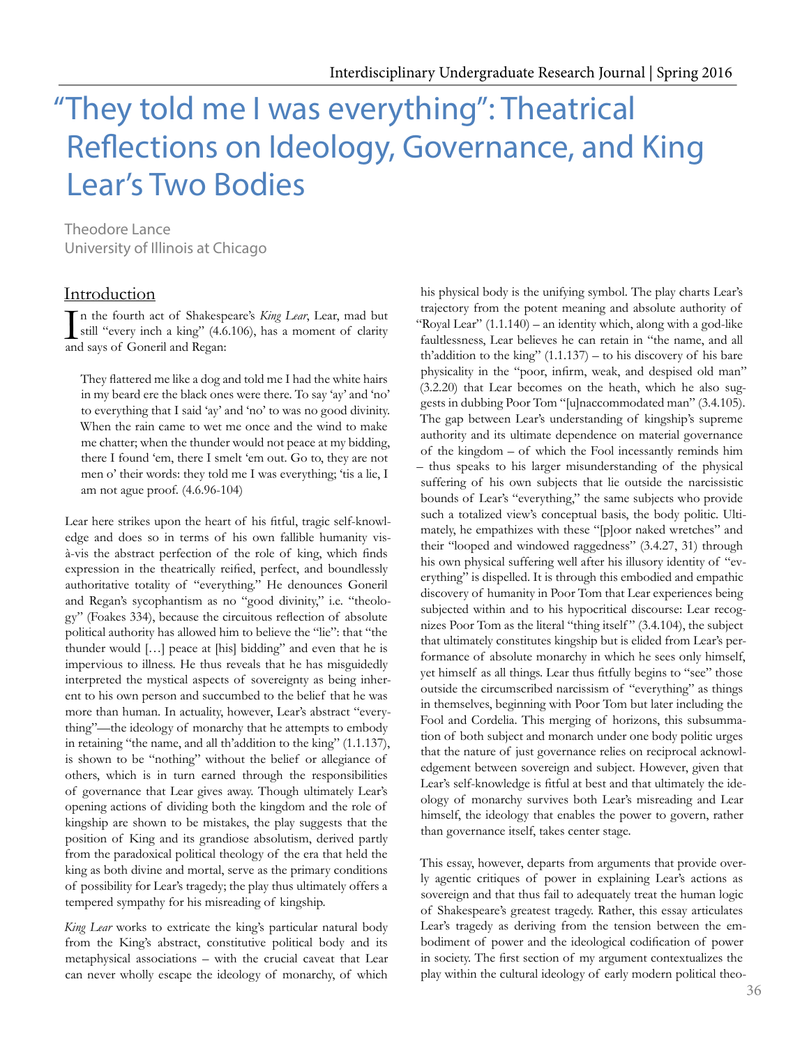# "They told me I was everything": Theatrical Reflections on Ideology, Governance, and King Lear's Two Bodies

Theodore Lance
University of Illinois at Chicago

## Introduction

In the fourth act of Shakespeare's *King Lear*, Lear, mad but still "every inch a king" (4.6.106), has a moment of clarity and says of Goneril and Regan:

> They flattered me like a dog and told me I had the white hairs in my beard ere the black ones were there. To say 'ay' and 'no' to everything that I said 'ay' and 'no' to was no good divinity. When the rain came to wet me once and the wind to make me chatter; when the thunder would not peace at my bidding, there I found 'em, there I smelt 'em out. Go to, they are not men o' their words: they told me I was everything; 'tis a lie, I am not ague proof. (4.6.96-104)

Lear here strikes upon the heart of his fitful, tragic self-knowledge and does so in terms of his own fallible humanity vis-à-vis the abstract perfection of the role of king, which finds expression in the theatrically reified, perfect, and boundlessly authoritative totality of "everything." He denounces Goneril and Regan's sycophantism as no "good divinity," i.e. "theology" (Foakes 334), because the circuitous reflection of absolute political authority has allowed him to believe the "lie": that "the thunder would […] peace at [his] bidding" and even that he is impervious to illness. He thus reveals that he has misguidedly interpreted the mystical aspects of sovereignty as being inherent to his own person and succumbed to the belief that he was more than human. In actuality, however, Lear's abstract "everything"—the ideology of monarchy that he attempts to embody in retaining "the name, and all th'addition to the king" (1.1.137), is shown to be "nothing" without the belief or allegiance of others, which is in turn earned through the responsibilities of governance that Lear gives away. Though ultimately Lear's opening actions of dividing both the kingdom and the role of kingship are shown to be mistakes, the play suggests that the position of King and its grandiose absolutism, derived partly from the paradoxical political theology of the era that held the king as both divine and mortal, serve as the primary conditions of possibility for Lear's tragedy; the play thus ultimately offers a tempered sympathy for his misreading of kingship.

*King Lear* works to extricate the king's particular natural body from the King's abstract, constitutive political body and its metaphysical associations – with the crucial caveat that Lear can never wholly escape the ideology of monarchy, of which his physical body is the unifying symbol. The play charts Lear's trajectory from the potent meaning and absolute authority of "Royal Lear" (1.1.140) – an identity which, along with a god-like faultlessness, Lear believes he can retain in "the name, and all th'addition to the king" (1.1.137) – to his discovery of his bare physicality in the "poor, infirm, weak, and despised old man" (3.2.20) that Lear becomes on the heath, which he also suggests in dubbing Poor Tom "[u]naccommodated man" (3.4.105). The gap between Lear's understanding of kingship's supreme authority and its ultimate dependence on material governance of the kingdom – of which the Fool incessantly reminds him – thus speaks to his larger misunderstanding of the physical suffering of his own subjects that lie outside the narcissistic bounds of Lear's "everything," the same subjects who provide such a totalized view's conceptual basis, the body politic. Ultimately, he empathizes with these "[p]oor naked wretches" and their "looped and windowed raggedness" (3.4.27, 31) through his own physical suffering well after his illusory identity of "everything" is dispelled. It is through this embodied and empathic discovery of humanity in Poor Tom that Lear experiences being subjected within and to his hypocritical discourse: Lear recognizes Poor Tom as the literal "thing itself" (3.4.104), the subject that ultimately constitutes kingship but is elided from Lear's performance of absolute monarchy in which he sees only himself, yet himself as all things. Lear thus fitfully begins to "see" those outside the circumscribed narcissism of "everything" as things in themselves, beginning with Poor Tom but later including the Fool and Cordelia. This merging of horizons, this subsummation of both subject and monarch under one body politic urges that the nature of just governance relies on reciprocal acknowledgement between sovereign and subject. However, given that Lear's self-knowledge is fitful at best and that ultimately the ideology of monarchy survives both Lear's misreading and Lear himself, the ideology that enables the power to govern, rather than governance itself, takes center stage.

This essay, however, departs from arguments that provide overly agentic critiques of power in explaining Lear's actions as sovereign and that thus fail to adequately treat the human logic of Shakespeare's greatest tragedy. Rather, this essay articulates Lear's tragedy as deriving from the tension between the embodiment of power and the ideological codification of power in society. The first section of my argument contextualizes the play within the cultural ideology of early modern political theo-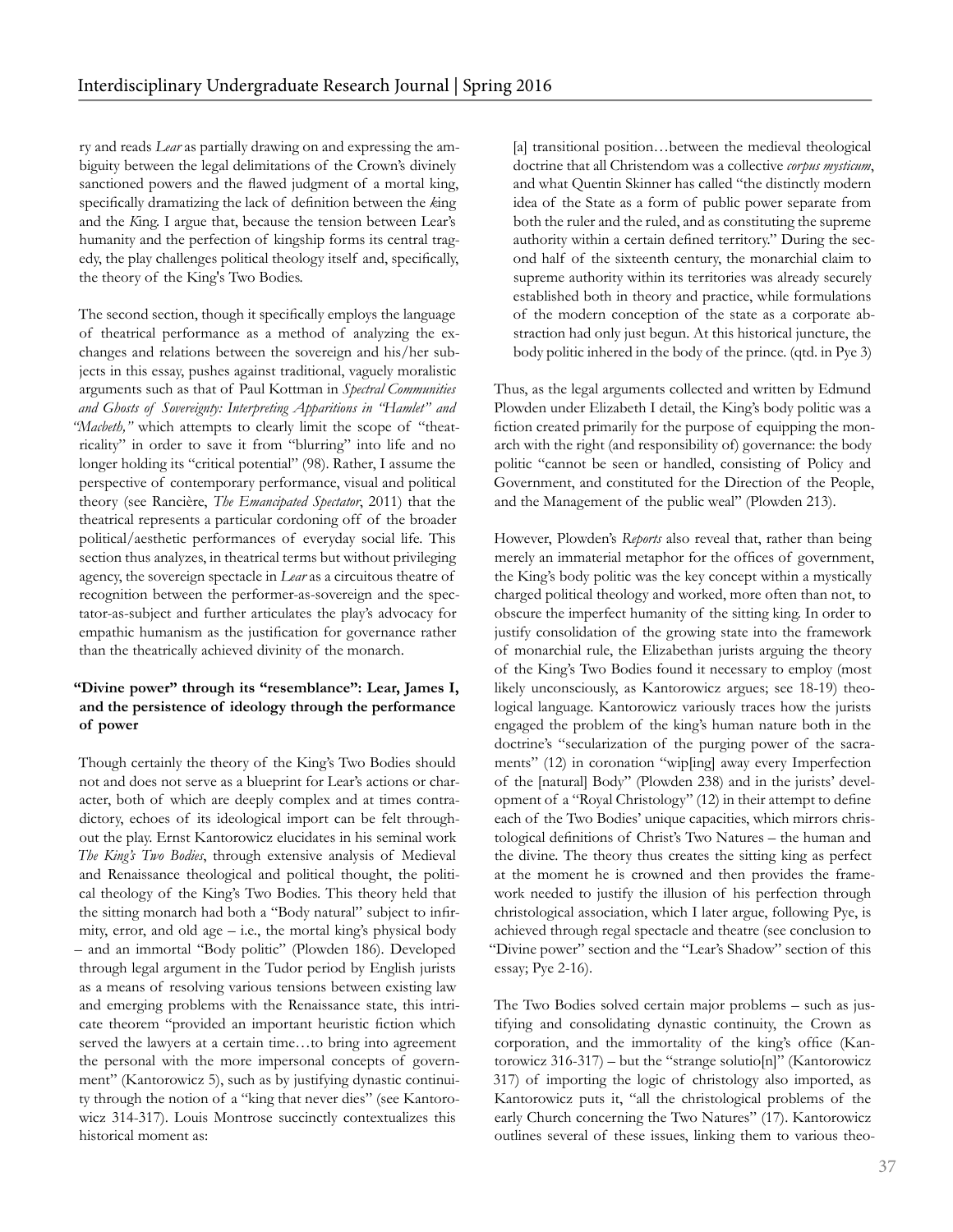ry and reads *Lear* as partially drawing on and expressing the ambiguity between the legal delimitations of the Crown's divinely sanctioned powers and the flawed judgment of a mortal king, specifically dramatizing the lack of definition between the *k*ing and the *K*ing. I argue that, because the tension between Lear's humanity and the perfection of kingship forms its central tragedy, the play challenges political theology itself and, specifically, the theory of the King's Two Bodies.

The second section, though it specifically employs the language of theatrical performance as a method of analyzing the exchanges and relations between the sovereign and his/her subjects in this essay, pushes against traditional, vaguely moralistic arguments such as that of Paul Kottman in *Spectral Communities and Ghosts of Sovereignty: Interpreting Apparitions in "Hamlet" and "Macbeth,"* which attempts to clearly limit the scope of "theatricality" in order to save it from "blurring" into life and no longer holding its "critical potential" (98). Rather, I assume the perspective of contemporary performance, visual and political theory (see Rancière, *The Emancipated Spectator*, 2011) that the theatrical represents a particular cordoning off of the broader political/aesthetic performances of everyday social life. This section thus analyzes, in theatrical terms but without privileging agency, the sovereign spectacle in *Lear* as a circuitous theatre of recognition between the performer-as-sovereign and the spectator-as-subject and further articulates the play's advocacy for empathic humanism as the justification for governance rather than the theatrically achieved divinity of the monarch.

### "Divine power" through its "resemblance": Lear, James I, and the persistence of ideology through the performance of power

Though certainly the theory of the King's Two Bodies should not and does not serve as a blueprint for Lear's actions or character, both of which are deeply complex and at times contradictory, echoes of its ideological import can be felt throughout the play. Ernst Kantorowicz elucidates in his seminal work *The King's Two Bodies*, through extensive analysis of Medieval and Renaissance theological and political thought, the political theology of the King's Two Bodies. This theory held that the sitting monarch had both a "Body natural" subject to infirmity, error, and old age – i.e., the mortal king's physical body – and an immortal "Body politic" (Plowden 186). Developed through legal argument in the Tudor period by English jurists as a means of resolving various tensions between existing law and emerging problems with the Renaissance state, this intricate theorem "provided an important heuristic fiction which served the lawyers at a certain time…to bring into agreement the personal with the more impersonal concepts of government" (Kantorowicz 5), such as by justifying dynastic continuity through the notion of a "king that never dies" (see Kantorowicz 314-317). Louis Montrose succinctly contextualizes this historical moment as:

> [a] transitional position…between the medieval theological doctrine that all Christendom was a collective *corpus mysticum*, and what Quentin Skinner has called "the distinctly modern idea of the State as a form of public power separate from both the ruler and the ruled, and as constituting the supreme authority within a certain defined territory." During the second half of the sixteenth century, the monarchial claim to supreme authority within its territories was already securely established both in theory and practice, while formulations of the modern conception of the state as a corporate abstraction had only just begun. At this historical juncture, the body politic inhered in the body of the prince. (qtd. in Pye 3)

Thus, as the legal arguments collected and written by Edmund Plowden under Elizabeth I detail, the King's body politic was a fiction created primarily for the purpose of equipping the monarch with the right (and responsibility of) governance: the body politic "cannot be seen or handled, consisting of Policy and Government, and constituted for the Direction of the People, and the Management of the public weal" (Plowden 213).

However, Plowden's *Reports* also reveal that, rather than being merely an immaterial metaphor for the offices of government, the King's body politic was the key concept within a mystically charged political theology and worked, more often than not, to obscure the imperfect humanity of the sitting king. In order to justify consolidation of the growing state into the framework of monarchial rule, the Elizabethan jurists arguing the theory of the King's Two Bodies found it necessary to employ (most likely unconsciously, as Kantorowicz argues; see 18-19) theological language. Kantorowicz variously traces how the jurists engaged the problem of the king's human nature both in the doctrine's "secularization of the purging power of the sacraments" (12) in coronation "wip[ing] away every Imperfection of the [natural] Body" (Plowden 238) and in the jurists' development of a "Royal Christology" (12) in their attempt to define each of the Two Bodies' unique capacities, which mirrors christological definitions of Christ's Two Natures – the human and the divine. The theory thus creates the sitting king as perfect at the moment he is crowned and then provides the framework needed to justify the illusion of his perfection through christological association, which I later argue, following Pye, is achieved through regal spectacle and theatre (see conclusion to "Divine power" section and the "Lear's Shadow" section of this essay; Pye 2-16).

The Two Bodies solved certain major problems – such as justifying and consolidating dynastic continuity, the Crown as corporation, and the immortality of the king's office (Kantorowicz 316-317) – but the "strange solutio[n]" (Kantorowicz 317) of importing the logic of christology also imported, as Kantorowicz puts it, "all the christological problems of the early Church concerning the Two Natures" (17). Kantorowicz outlines several of these issues, linking them to various theo-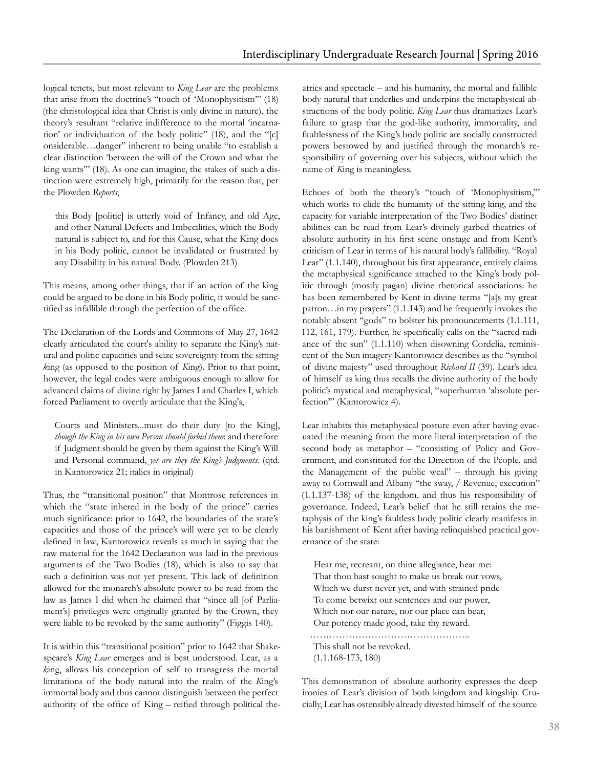logical tenets, but most relevant to *King Lear* are the problems that arise from the doctrine's "touch of 'Monophysitism'" (18) (the christological idea that Christ is only divine in nature), the theory's resultant "relative indifference to the mortal 'incarnation' or individuation of the body politic" (18), and the "[c]onsiderable…danger" inherent to being unable "to establish a clear distinction 'between the will of the Crown and what the king wants'" (18). As one can imagine, the stakes of such a distinction were extremely high, primarily for the reason that, per the Plowden *Reports*,

> this Body [politic] is utterly void of Infancy, and old Age, and other Natural Defects and Imbecilities, which the Body natural is subject to, and for this Cause, what the King does in his Body politic, cannot be invalidated or frustrated by any Disability in his natural Body. (Plowden 213)

This means, among other things, that if an action of the king could be argued to be done in his Body politic, it would be sanctified as infallible through the perfection of the office.

The Declaration of the Lords and Commons of May 27, 1642 clearly articulated the court's ability to separate the King's natural and politic capacities and seize sovereignty from the sitting *k*ing (as opposed to the position of *K*ing). Prior to that point, however, the legal codes were ambiguous enough to allow for advanced claims of divine right by James I and Charles I, which forced Parliament to overtly articulate that the King's,

> Courts and Ministers...must do their duty [to the King], *though the King in his own Person should forbid them*: and therefore if Judgment should be given by them against the King's Will and Personal command, *yet are they the King's Judgments.* (qtd. in Kantorowicz 21; italics in original)

Thus, the "transitional position" that Montrose references in which the "state inhered in the body of the prince" carries much significance: prior to 1642, the boundaries of the state's capacities and those of the prince's will were yet to be clearly defined in law; Kantorowicz reveals as much in saying that the raw material for the 1642 Declaration was laid in the previous arguments of the Two Bodies (18), which is also to say that such a definition was not yet present. This lack of definition allowed for the monarch's absolute power to be read from the law as James I did when he claimed that "since all [of Parliament's] privileges were originally granted by the Crown, they were liable to be revoked by the same authority" (Figgis 140).

It is within this "transitional position" prior to 1642 that Shakespeare's *King Lear* emerges and is best understood. Lear, as a *k*ing, allows his conception of self to transgress the mortal limitations of the body natural into the realm of the *K*ing's immortal body and thus cannot distinguish between the perfect authority of the office of King – reified through political theatrics and spectacle – and his humanity, the mortal and fallible body natural that underlies and underpins the metaphysical abstractions of the body politic. *King Lear* thus dramatizes Lear's failure to grasp that the god-like authority, immortality, and faultlessness of the King's body politic are socially constructed powers bestowed by and justified through the monarch's responsibility of governing over his subjects, without which the name of *K*ing is meaningless.

Echoes of both the theory's "touch of 'Monophysitism,'" which works to elide the humanity of the sitting king, and the capacity for variable interpretation of the Two Bodies' distinct abilities can be read from Lear's divinely garbed theatrics of absolute authority in his first scene onstage and from Kent's criticism of Lear in terms of his natural body's fallibility. "Royal Lear" (1.1.140), throughout his first appearance, entirely claims the metaphysical significance attached to the King's body politic through (mostly pagan) divine rhetorical associations: he has been remembered by Kent in divine terms "[a]s my great patron…in my prayers" (1.1.143) and he frequently invokes the notably absent "gods" to bolster his pronouncements (1.1.111, 112, 161, 179). Further, he specifically calls on the "sacred radiance of the sun" (1.1.110) when disowning Cordelia, reminiscent of the Sun imagery Kantorowicz describes as the "symbol of divine majesty" used throughout *Richard II* (39). Lear's idea of himself as king thus recalls the divine authority of the body politic's mystical and metaphysical, "superhuman 'absolute perfection'" (Kantorowicz 4).

Lear inhabits this metaphysical posture even after having evacuated the meaning from the more literal interpretation of the second body as metaphor – "consisting of Policy and Government, and constituted for the Direction of the People, and the Management of the public weal" – through his giving away to Cornwall and Albany "the sway, / Revenue, execution" (1.1.137-138) of the kingdom, and thus his responsibility of governance. Indeed, Lear's belief that he still retains the metaphysis of the king's faultless body politic clearly manifests in his banishment of Kent after having relinquished practical governance of the state:

> Hear me, recreant, on thine allegiance, hear me:
> That thou hast sought to make us break our vows,
> Which we durst never yet, and with strained pride
> To come betwixt our sentences and our power,
> Which nor our nature, nor our place can bear,
> Our potency made good, take thy reward.
> …………………………………………..
> This shall not be revoked.
> (1.1.168-173, 180)

This demonstration of absolute authority expresses the deep ironies of Lear's division of both kingdom and kingship. Crucially, Lear has ostensibly already divested himself of the source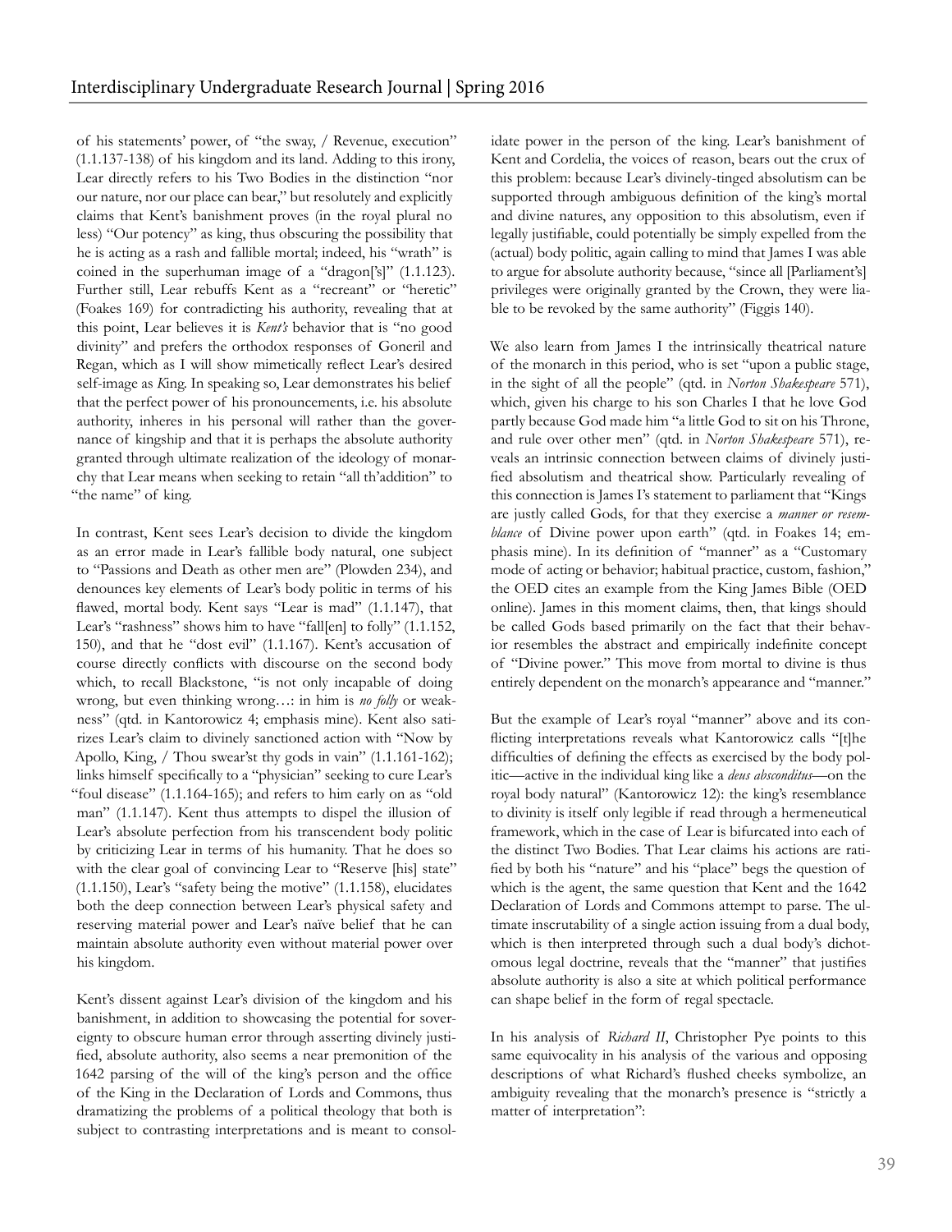of his statements' power, of "the sway, / Revenue, execution" (1.1.137-138) of his kingdom and its land. Adding to this irony, Lear directly refers to his Two Bodies in the distinction "nor our nature, nor our place can bear," but resolutely and explicitly claims that Kent's banishment proves (in the royal plural no less) "Our potency" as king, thus obscuring the possibility that he is acting as a rash and fallible mortal; indeed, his "wrath" is coined in the superhuman image of a "dragon['s]" (1.1.123). Further still, Lear rebuffs Kent as a "recreant" or "heretic" (Foakes 169) for contradicting his authority, revealing that at this point, Lear believes it is *Kent's* behavior that is "no good divinity" and prefers the orthodox responses of Goneril and Regan, which as I will show mimetically reflect Lear's desired self-image as *K*ing. In speaking so, Lear demonstrates his belief that the perfect power of his pronouncements, i.e. his absolute authority, inheres in his personal will rather than the governance of kingship and that it is perhaps the absolute authority granted through ultimate realization of the ideology of monarchy that Lear means when seeking to retain "all th'addition" to "the name" of king.

In contrast, Kent sees Lear's decision to divide the kingdom as an error made in Lear's fallible body natural, one subject to "Passions and Death as other men are" (Plowden 234), and denounces key elements of Lear's body politic in terms of his flawed, mortal body. Kent says "Lear is mad" (1.1.147), that Lear's "rashness" shows him to have "fall[en] to folly" (1.1.152, 150), and that he "dost evil" (1.1.167). Kent's accusation of course directly conflicts with discourse on the second body which, to recall Blackstone, "is not only incapable of doing wrong, but even thinking wrong…: in him is *no folly* or weakness" (qtd. in Kantorowicz 4; emphasis mine). Kent also satirizes Lear's claim to divinely sanctioned action with "Now by Apollo, King, / Thou swear'st thy gods in vain" (1.1.161-162); links himself specifically to a "physician" seeking to cure Lear's "foul disease" (1.1.164-165); and refers to him early on as "old man" (1.1.147). Kent thus attempts to dispel the illusion of Lear's absolute perfection from his transcendent body politic by criticizing Lear in terms of his humanity. That he does so with the clear goal of convincing Lear to "Reserve [his] state" (1.1.150), Lear's "safety being the motive" (1.1.158), elucidates both the deep connection between Lear's physical safety and reserving material power and Lear's naïve belief that he can maintain absolute authority even without material power over his kingdom.

Kent's dissent against Lear's division of the kingdom and his banishment, in addition to showcasing the potential for sovereignty to obscure human error through asserting divinely justified, absolute authority, also seems a near premonition of the 1642 parsing of the will of the king's person and the office of the King in the Declaration of Lords and Commons, thus dramatizing the problems of a political theology that both is subject to contrasting interpretations and is meant to consolidate power in the person of the king. Lear's banishment of Kent and Cordelia, the voices of reason, bears out the crux of this problem: because Lear's divinely-tinged absolutism can be supported through ambiguous definition of the king's mortal and divine natures, any opposition to this absolutism, even if legally justifiable, could potentially be simply expelled from the (actual) body politic, again calling to mind that James I was able to argue for absolute authority because, "since all [Parliament's] privileges were originally granted by the Crown, they were liable to be revoked by the same authority" (Figgis 140).

We also learn from James I the intrinsically theatrical nature of the monarch in this period, who is set "upon a public stage, in the sight of all the people" (qtd. in *Norton Shakespeare* 571), which, given his charge to his son Charles I that he love God partly because God made him "a little God to sit on his Throne, and rule over other men" (qtd. in *Norton Shakespeare* 571), reveals an intrinsic connection between claims of divinely justified absolutism and theatrical show. Particularly revealing of this connection is James I's statement to parliament that "Kings are justly called Gods, for that they exercise a *manner or resemblance* of Divine power upon earth" (qtd. in Foakes 14; emphasis mine). In its definition of "manner" as a "Customary mode of acting or behavior; habitual practice, custom, fashion," the OED cites an example from the King James Bible (OED online). James in this moment claims, then, that kings should be called Gods based primarily on the fact that their behavior resembles the abstract and empirically indefinite concept of "Divine power." This move from mortal to divine is thus entirely dependent on the monarch's appearance and "manner."

But the example of Lear's royal "manner" above and its conflicting interpretations reveals what Kantorowicz calls "[t]he difficulties of defining the effects as exercised by the body politic—active in the individual king like a *deus absconditus*—on the royal body natural" (Kantorowicz 12): the king's resemblance to divinity is itself only legible if read through a hermeneutical framework, which in the case of Lear is bifurcated into each of the distinct Two Bodies. That Lear claims his actions are ratified by both his "nature" and his "place" begs the question of which is the agent, the same question that Kent and the 1642 Declaration of Lords and Commons attempt to parse. The ultimate inscrutability of a single action issuing from a dual body, which is then interpreted through such a dual body's dichotomous legal doctrine, reveals that the "manner" that justifies absolute authority is also a site at which political performance can shape belief in the form of regal spectacle.

In his analysis of *Richard II*, Christopher Pye points to this same equivocality in his analysis of the various and opposing descriptions of what Richard's flushed cheeks symbolize, an ambiguity revealing that the monarch's presence is "strictly a matter of interpretation":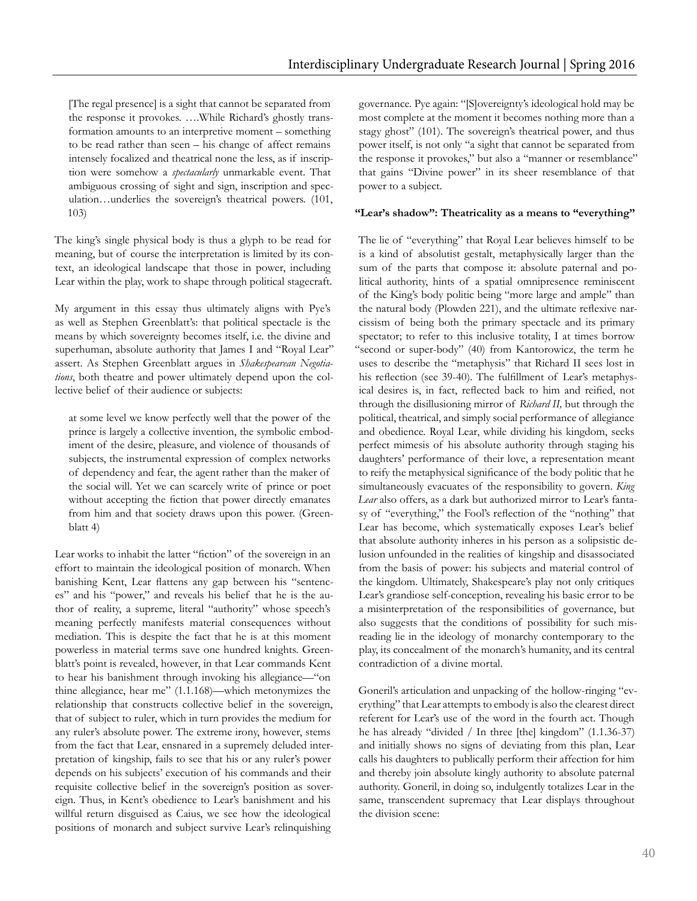> [The regal presence] is a sight that cannot be separated from the response it provokes. ….While Richard's ghostly transformation amounts to an interpretive moment – something to be read rather than seen – his change of affect remains intensely focalized and theatrical none the less, as if inscription were somehow a *spectacularly* unmarkable event. That ambiguous crossing of sight and sign, inscription and speculation…underlies the sovereign's theatrical powers. (101, 103)

The king's single physical body is thus a glyph to be read for meaning, but of course the interpretation is limited by its context, an ideological landscape that those in power, including Lear within the play, work to shape through political stagecraft.

My argument in this essay thus ultimately aligns with Pye's as well as Stephen Greenblatt's: that political spectacle is the means by which sovereignty becomes itself, i.e. the divine and superhuman, absolute authority that James I and "Royal Lear" assert. As Stephen Greenblatt argues in *Shakespearean Negotiations*, both theatre and power ultimately depend upon the collective belief of their audience or subjects:

> at some level we know perfectly well that the power of the prince is largely a collective invention, the symbolic embodiment of the desire, pleasure, and violence of thousands of subjects, the instrumental expression of complex networks of dependency and fear, the agent rather than the maker of the social will. Yet we can scarcely write of prince or poet without accepting the fiction that power directly emanates from him and that society draws upon this power. (Greenblatt 4)

Lear works to inhabit the latter "fiction" of the sovereign in an effort to maintain the ideological position of monarch. When banishing Kent, Lear flattens any gap between his "sentences" and his "power," and reveals his belief that he is the author of reality, a supreme, literal "authority" whose speech's meaning perfectly manifests material consequences without mediation. This is despite the fact that he is at this moment powerless in material terms save one hundred knights. Greenblatt's point is revealed, however, in that Lear commands Kent to hear his banishment through invoking his allegiance—"on thine allegiance, hear me" (1.1.168)—which metonymizes the relationship that constructs collective belief in the sovereign, that of subject to ruler, which in turn provides the medium for any ruler's absolute power. The extreme irony, however, stems from the fact that Lear, ensnared in a supremely deluded interpretation of kingship, fails to see that his or any ruler's power depends on his subjects' execution of his commands and their requisite collective belief in the sovereign's position as sovereign. Thus, in Kent's obedience to Lear's banishment and his willful return disguised as Caius, we see how the ideological positions of monarch and subject survive Lear's relinquishing governance. Pye again: "[S]overeignty's ideological hold may be most complete at the moment it becomes nothing more than a stagy ghost" (101). The sovereign's theatrical power, and thus power itself, is not only "a sight that cannot be separated from the response it provokes," but also a "manner or resemblance" that gains "Divine power" in its sheer resemblance of that power to a subject.

### "Lear's shadow": Theatricality as a means to "everything"

The lie of "everything" that Royal Lear believes himself to be is a kind of absolutist gestalt, metaphysically larger than the sum of the parts that compose it: absolute paternal and political authority, hints of a spatial omnipresence reminiscent of the King's body politic being "more large and ample" than the natural body (Plowden 221), and the ultimate reflexive narcissism of being both the primary spectacle and its primary spectator; to refer to this inclusive totality, I at times borrow "second or super-body" (40) from Kantorowicz, the term he uses to describe the "metaphysis" that Richard II sees lost in his reflection (see 39-40). The fulfillment of Lear's metaphysical desires is, in fact, reflected back to him and reified, not through the disillusioning mirror of *Richard II,* but through the political, theatrical, and simply social performance of allegiance and obedience. Royal Lear, while dividing his kingdom, seeks perfect mimesis of his absolute authority through staging his daughters' performance of their love, a representation meant to reify the metaphysical significance of the body politic that he simultaneously evacuates of the responsibility to govern. *King Lear* also offers, as a dark but authorized mirror to Lear's fantasy of "everything," the Fool's reflection of the "nothing" that Lear has become, which systematically exposes Lear's belief that absolute authority inheres in his person as a solipsistic delusion unfounded in the realities of kingship and disassociated from the basis of power: his subjects and material control of the kingdom. Ultimately, Shakespeare's play not only critiques Lear's grandiose self-conception, revealing his basic error to be a misinterpretation of the responsibilities of governance, but also suggests that the conditions of possibility for such misreading lie in the ideology of monarchy contemporary to the play, its concealment of the monarch's humanity, and its central contradiction of a divine mortal.

Goneril's articulation and unpacking of the hollow-ringing "everything" that Lear attempts to embody is also the clearest direct referent for Lear's use of the word in the fourth act. Though he has already "divided / In three [the] kingdom" (1.1.36-37) and initially shows no signs of deviating from this plan, Lear calls his daughters to publically perform their affection for him and thereby join absolute kingly authority to absolute paternal authority. Goneril, in doing so, indulgently totalizes Lear in the same, transcendent supremacy that Lear displays throughout the division scene: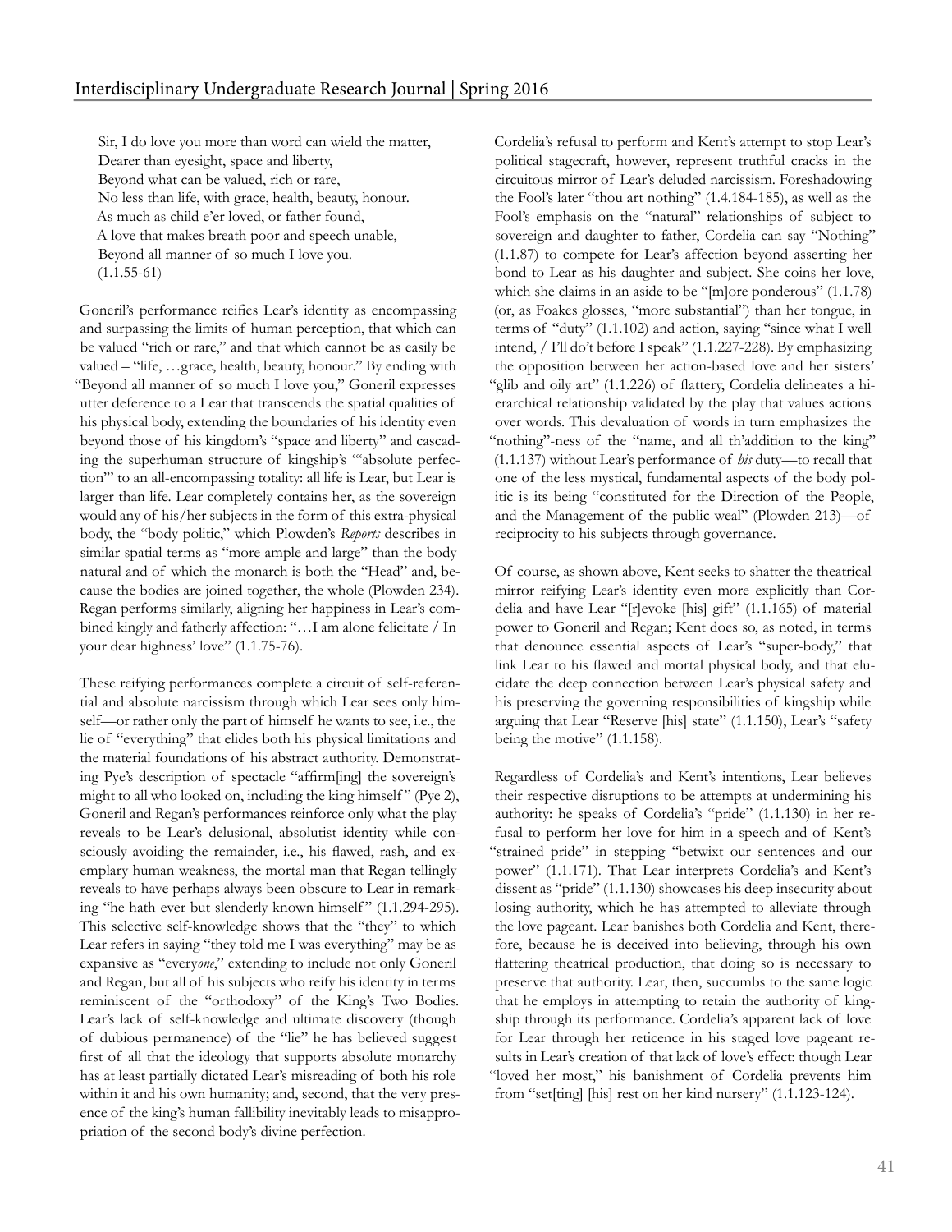Sir, I do love you more than word can wield the matter,
Dearer than eyesight, space and liberty,
Beyond what can be valued, rich or rare,
No less than life, with grace, health, beauty, honour.
As much as child e'er loved, or father found,
A love that makes breath poor and speech unable,
Beyond all manner of so much I love you.
(1.1.55-61)

Goneril's performance reifies Lear's identity as encompassing and surpassing the limits of human perception, that which can be valued "rich or rare," and that which cannot be as easily be valued – "life, …grace, health, beauty, honour." By ending with "Beyond all manner of so much I love you," Goneril expresses utter deference to a Lear that transcends the spatial qualities of his physical body, extending the boundaries of his identity even beyond those of his kingdom's "space and liberty" and cascading the superhuman structure of kingship's "'absolute perfection'" to an all-encompassing totality: all life is Lear, but Lear is larger than life. Lear completely contains her, as the sovereign would any of his/her subjects in the form of this extra-physical body, the "body politic," which Plowden's *Reports* describes in similar spatial terms as "more ample and large" than the body natural and of which the monarch is both the "Head" and, because the bodies are joined together, the whole (Plowden 234). Regan performs similarly, aligning her happiness in Lear's combined kingly and fatherly affection: "…I am alone felicitate / In your dear highness' love" (1.1.75-76).

These reifying performances complete a circuit of self-referential and absolute narcissism through which Lear sees only himself—or rather only the part of himself he wants to see, i.e., the lie of "everything" that elides both his physical limitations and the material foundations of his abstract authority. Demonstrating Pye's description of spectacle "affirm[ing] the sovereign's might to all who looked on, including the king himself" (Pye 2), Goneril and Regan's performances reinforce only what the play reveals to be Lear's delusional, absolutist identity while consciously avoiding the remainder, i.e., his flawed, rash, and exemplary human weakness, the mortal man that Regan tellingly reveals to have perhaps always been obscure to Lear in remarking "he hath ever but slenderly known himself" (1.1.294-295). This selective self-knowledge shows that the "they" to which Lear refers in saying "they told me I was everything" may be as expansive as "every*one*," extending to include not only Goneril and Regan, but all of his subjects who reify his identity in terms reminiscent of the "orthodoxy" of the King's Two Bodies. Lear's lack of self-knowledge and ultimate discovery (though of dubious permanence) of the "lie" he has believed suggest first of all that the ideology that supports absolute monarchy has at least partially dictated Lear's misreading of both his role within it and his own humanity; and, second, that the very presence of the king's human fallibility inevitably leads to misappropriation of the second body's divine perfection.

Cordelia's refusal to perform and Kent's attempt to stop Lear's political stagecraft, however, represent truthful cracks in the circuitous mirror of Lear's deluded narcissism. Foreshadowing the Fool's later "thou art nothing" (1.4.184-185), as well as the Fool's emphasis on the "natural" relationships of subject to sovereign and daughter to father, Cordelia can say "Nothing" (1.1.87) to compete for Lear's affection beyond asserting her bond to Lear as his daughter and subject. She coins her love, which she claims in an aside to be "[m]ore ponderous" (1.1.78) (or, as Foakes glosses, "more substantial") than her tongue, in terms of "duty" (1.1.102) and action, saying "since what I well intend, / I'll do't before I speak" (1.1.227-228). By emphasizing the opposition between her action-based love and her sisters' "glib and oily art" (1.1.226) of flattery, Cordelia delineates a hierarchical relationship validated by the play that values actions over words. This devaluation of words in turn emphasizes the "nothing"-ness of the "name, and all th'addition to the king" (1.1.137) without Lear's performance of *his* duty—to recall that one of the less mystical, fundamental aspects of the body politic is its being "constituted for the Direction of the People, and the Management of the public weal" (Plowden 213)—of reciprocity to his subjects through governance.

Of course, as shown above, Kent seeks to shatter the theatrical mirror reifying Lear's identity even more explicitly than Cordelia and have Lear "[r]evoke [his] gift" (1.1.165) of material power to Goneril and Regan; Kent does so, as noted, in terms that denounce essential aspects of Lear's "super-body," that link Lear to his flawed and mortal physical body, and that elucidate the deep connection between Lear's physical safety and his preserving the governing responsibilities of kingship while arguing that Lear "Reserve [his] state" (1.1.150), Lear's "safety being the motive" (1.1.158).

Regardless of Cordelia's and Kent's intentions, Lear believes their respective disruptions to be attempts at undermining his authority: he speaks of Cordelia's "pride" (1.1.130) in her refusal to perform her love for him in a speech and of Kent's "strained pride" in stepping "betwixt our sentences and our power" (1.1.171). That Lear interprets Cordelia's and Kent's dissent as "pride" (1.1.130) showcases his deep insecurity about losing authority, which he has attempted to alleviate through the love pageant. Lear banishes both Cordelia and Kent, therefore, because he is deceived into believing, through his own flattering theatrical production, that doing so is necessary to preserve that authority. Lear, then, succumbs to the same logic that he employs in attempting to retain the authority of kingship through its performance. Cordelia's apparent lack of love for Lear through her reticence in his staged love pageant results in Lear's creation of that lack of love's effect: though Lear "loved her most," his banishment of Cordelia prevents him from "set[ting] [his] rest on her kind nursery" (1.1.123-124).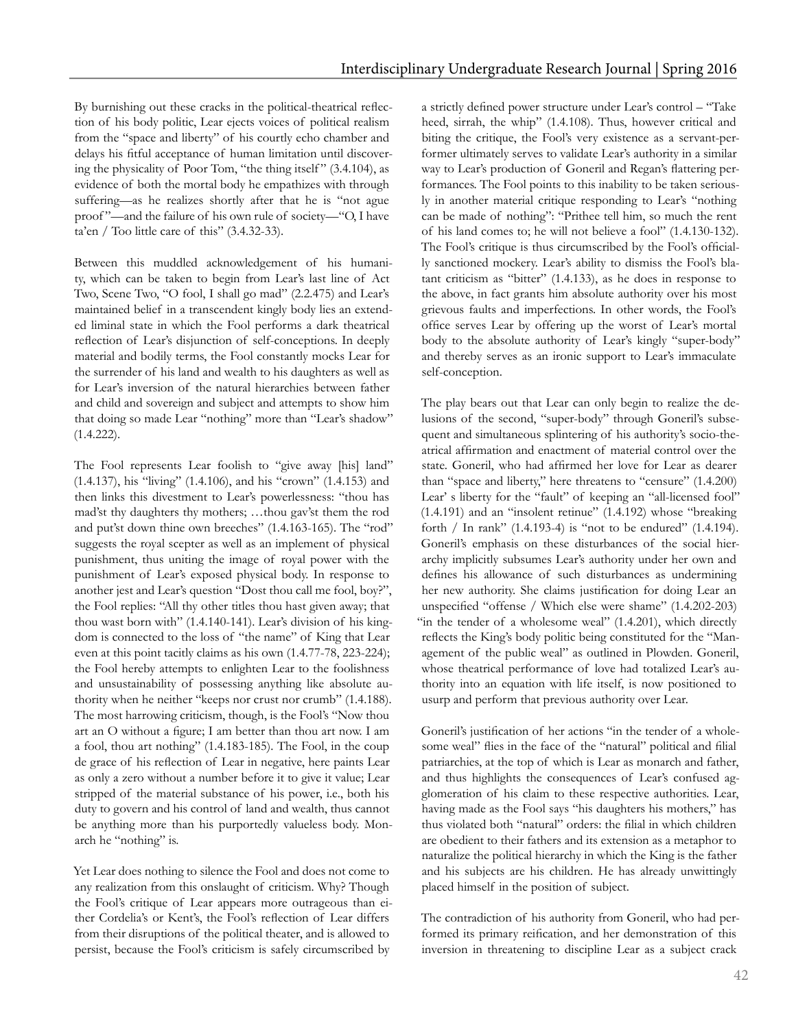By burnishing out these cracks in the political-theatrical reflection of his body politic, Lear ejects voices of political realism from the "space and liberty" of his courtly echo chamber and delays his fitful acceptance of human limitation until discovering the physicality of Poor Tom, "the thing itself" (3.4.104), as evidence of both the mortal body he empathizes with through suffering—as he realizes shortly after that he is "not ague proof"—and the failure of his own rule of society—"O, I have ta'en / Too little care of this" (3.4.32-33).

Between this muddled acknowledgement of his humanity, which can be taken to begin from Lear's last line of Act Two, Scene Two, "O fool, I shall go mad" (2.2.475) and Lear's maintained belief in a transcendent kingly body lies an extended liminal state in which the Fool performs a dark theatrical reflection of Lear's disjunction of self-conceptions. In deeply material and bodily terms, the Fool constantly mocks Lear for the surrender of his land and wealth to his daughters as well as for Lear's inversion of the natural hierarchies between father and child and sovereign and subject and attempts to show him that doing so made Lear "nothing" more than "Lear's shadow" (1.4.222).

The Fool represents Lear foolish to "give away [his] land" (1.4.137), his "living" (1.4.106), and his "crown" (1.4.153) and then links this divestment to Lear's powerlessness: "thou has mad'st thy daughters thy mothers; …thou gav'st them the rod and put'st down thine own breeches" (1.4.163-165). The "rod" suggests the royal scepter as well as an implement of physical punishment, thus uniting the image of royal power with the punishment of Lear's exposed physical body. In response to another jest and Lear's question "Dost thou call me fool, boy?", the Fool replies: "All thy other titles thou hast given away; that thou wast born with" (1.4.140-141). Lear's division of his kingdom is connected to the loss of "the name" of King that Lear even at this point tacitly claims as his own (1.4.77-78, 223-224); the Fool hereby attempts to enlighten Lear to the foolishness and unsustainability of possessing anything like absolute authority when he neither "keeps nor crust nor crumb" (1.4.188). The most harrowing criticism, though, is the Fool's "Now thou art an O without a figure; I am better than thou art now. I am a fool, thou art nothing" (1.4.183-185). The Fool, in the coup de grace of his reflection of Lear in negative, here paints Lear as only a zero without a number before it to give it value; Lear stripped of the material substance of his power, i.e., both his duty to govern and his control of land and wealth, thus cannot be anything more than his purportedly valueless body. Monarch he "nothing" is.

Yet Lear does nothing to silence the Fool and does not come to any realization from this onslaught of criticism. Why? Though the Fool's critique of Lear appears more outrageous than either Cordelia's or Kent's, the Fool's reflection of Lear differs from their disruptions of the political theater, and is allowed to persist, because the Fool's criticism is safely circumscribed by a strictly defined power structure under Lear's control – "Take heed, sirrah, the whip" (1.4.108). Thus, however critical and biting the critique, the Fool's very existence as a servant-performer ultimately serves to validate Lear's authority in a similar way to Lear's production of Goneril and Regan's flattering performances. The Fool points to this inability to be taken seriously in another material critique responding to Lear's "nothing can be made of nothing": "Prithee tell him, so much the rent of his land comes to; he will not believe a fool" (1.4.130-132). The Fool's critique is thus circumscribed by the Fool's officially sanctioned mockery. Lear's ability to dismiss the Fool's blatant criticism as "bitter" (1.4.133), as he does in response to the above, in fact grants him absolute authority over his most grievous faults and imperfections. In other words, the Fool's office serves Lear by offering up the worst of Lear's mortal body to the absolute authority of Lear's kingly "super-body" and thereby serves as an ironic support to Lear's immaculate self-conception.

The play bears out that Lear can only begin to realize the delusions of the second, "super-body" through Goneril's subsequent and simultaneous splintering of his authority's socio-theatrical affirmation and enactment of material control over the state. Goneril, who had affirmed her love for Lear as dearer than "space and liberty," here threatens to "censure" (1.4.200) Lear' s liberty for the "fault" of keeping an "all-licensed fool" (1.4.191) and an "insolent retinue" (1.4.192) whose "breaking forth / In rank" (1.4.193-4) is "not to be endured" (1.4.194). Goneril's emphasis on these disturbances of the social hierarchy implicitly subsumes Lear's authority under her own and defines his allowance of such disturbances as undermining her new authority. She claims justification for doing Lear an unspecified "offense / Which else were shame" (1.4.202-203) "in the tender of a wholesome weal" (1.4.201), which directly reflects the King's body politic being constituted for the "Management of the public weal" as outlined in Plowden. Goneril, whose theatrical performance of love had totalized Lear's authority into an equation with life itself, is now positioned to usurp and perform that previous authority over Lear.

Goneril's justification of her actions "in the tender of a wholesome weal" flies in the face of the "natural" political and filial patriarchies, at the top of which is Lear as monarch and father, and thus highlights the consequences of Lear's confused agglomeration of his claim to these respective authorities. Lear, having made as the Fool says "his daughters his mothers," has thus violated both "natural" orders: the filial in which children are obedient to their fathers and its extension as a metaphor to naturalize the political hierarchy in which the King is the father and his subjects are his children. He has already unwittingly placed himself in the position of subject.

The contradiction of his authority from Goneril, who had performed its primary reification, and her demonstration of this inversion in threatening to discipline Lear as a subject crack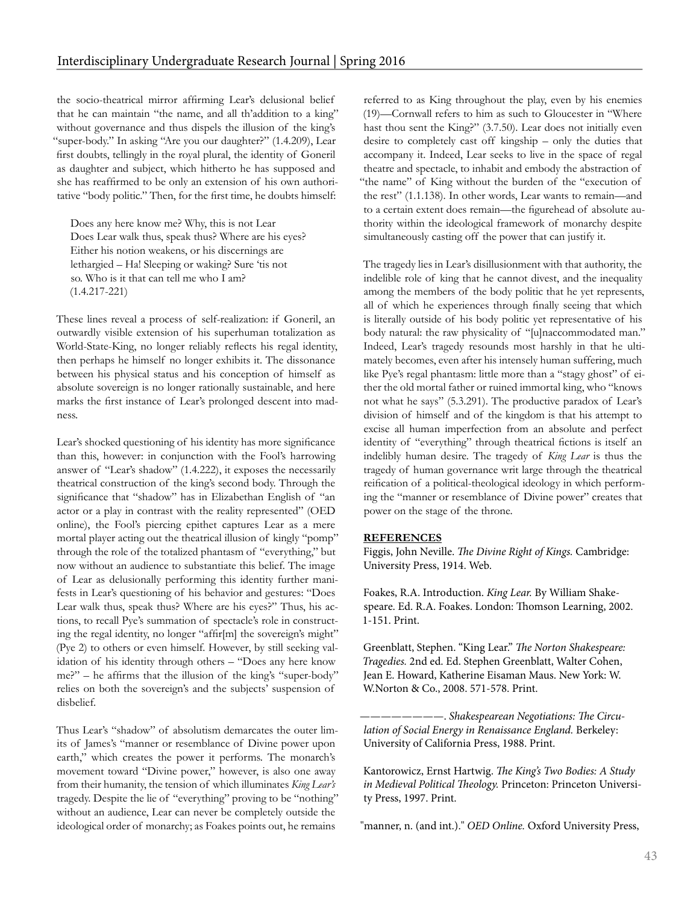the socio-theatrical mirror affirming Lear's delusional belief that he can maintain "the name, and all th'addition to a king" without governance and thus dispels the illusion of the king's "super-body." In asking "Are you our daughter?" (1.4.209), Lear first doubts, tellingly in the royal plural, the identity of Goneril as daughter and subject, which hitherto he has supposed and she has reaffirmed to be only an extension of his own authoritative "body politic." Then, for the first time, he doubts himself:

> Does any here know me? Why, this is not Lear
> Does Lear walk thus, speak thus? Where are his eyes?
> Either his notion weakens, or his discernings are
> lethargied – Ha! Sleeping or waking? Sure 'tis not
> so. Who is it that can tell me who I am?
> (1.4.217-221)

These lines reveal a process of self-realization: if Goneril, an outwardly visible extension of his superhuman totalization as World-State-King, no longer reliably reflects his regal identity, then perhaps he himself no longer exhibits it. The dissonance between his physical status and his conception of himself as absolute sovereign is no longer rationally sustainable, and here marks the first instance of Lear's prolonged descent into madness.

Lear's shocked questioning of his identity has more significance than this, however: in conjunction with the Fool's harrowing answer of "Lear's shadow" (1.4.222), it exposes the necessarily theatrical construction of the king's second body. Through the significance that "shadow" has in Elizabethan English of "an actor or a play in contrast with the reality represented" (OED online), the Fool's piercing epithet captures Lear as a mere mortal player acting out the theatrical illusion of kingly "pomp" through the role of the totalized phantasm of "everything," but now without an audience to substantiate this belief. The image of Lear as delusionally performing this identity further manifests in Lear's questioning of his behavior and gestures: "Does Lear walk thus, speak thus? Where are his eyes?" Thus, his actions, to recall Pye's summation of spectacle's role in constructing the regal identity, no longer "affir[m] the sovereign's might" (Pye 2) to others or even himself. However, by still seeking validation of his identity through others – "Does any here know me?" – he affirms that the illusion of the king's "super-body" relies on both the sovereign's and the subjects' suspension of disbelief.

Thus Lear's "shadow" of absolutism demarcates the outer limits of James's "manner or resemblance of Divine power upon earth," which creates the power it performs. The monarch's movement toward "Divine power," however, is also one away from their humanity, the tension of which illuminates *King Lear's* tragedy. Despite the lie of "everything" proving to be "nothing" without an audience, Lear can never be completely outside the ideological order of monarchy; as Foakes points out, he remains referred to as King throughout the play, even by his enemies (19)—Cornwall refers to him as such to Gloucester in "Where hast thou sent the King?" (3.7.50). Lear does not initially even desire to completely cast off kingship – only the duties that accompany it. Indeed, Lear seeks to live in the space of regal theatre and spectacle, to inhabit and embody the abstraction of "the name" of King without the burden of the "execution of the rest" (1.1.138). In other words, Lear wants to remain—and to a certain extent does remain—the figurehead of absolute authority within the ideological framework of monarchy despite simultaneously casting off the power that can justify it.

The tragedy lies in Lear's disillusionment with that authority, the indelible role of king that he cannot divest, and the inequality among the members of the body politic that he yet represents, all of which he experiences through finally seeing that which is literally outside of his body politic yet representative of his body natural: the raw physicality of "[u]naccommodated man." Indeed, Lear's tragedy resounds most harshly in that he ultimately becomes, even after his intensely human suffering, much like Pye's regal phantasm: little more than a "stagy ghost" of either the old mortal father or ruined immortal king, who "knows not what he says" (5.3.291). The productive paradox of Lear's division of himself and of the kingdom is that his attempt to excise all human imperfection from an absolute and perfect identity of "everything" through theatrical fictions is itself an indelibly human desire. The tragedy of *King Lear* is thus the tragedy of human governance writ large through the theatrical reification of a political-theological ideology in which performing the "manner or resemblance of Divine power" creates that power on the stage of the throne.

## REFERENCES

Figgis, John Neville. *The Divine Right of Kings.* Cambridge: University Press, 1914. Web.

Foakes, R.A. Introduction. *King Lear.* By William Shakespeare. Ed. R.A. Foakes. London: Thomson Learning, 2002. 1-151. Print.

Greenblatt, Stephen. "King Lear." *The Norton Shakespeare: Tragedies.* 2nd ed. Ed. Stephen Greenblatt, Walter Cohen, Jean E. Howard, Katherine Eisaman Maus. New York: W. W.Norton & Co., 2008. 571-578. Print.

——————. *Shakespearean Negotiations: The Circulation of Social Energy in Renaissance England.* Berkeley: University of California Press, 1988. Print.

Kantorowicz, Ernst Hartwig. *The King's Two Bodies: A Study in Medieval Political Theology.* Princeton: Princeton University Press, 1997. Print.

"manner, n. (and int.)." *OED Online.* Oxford University Press,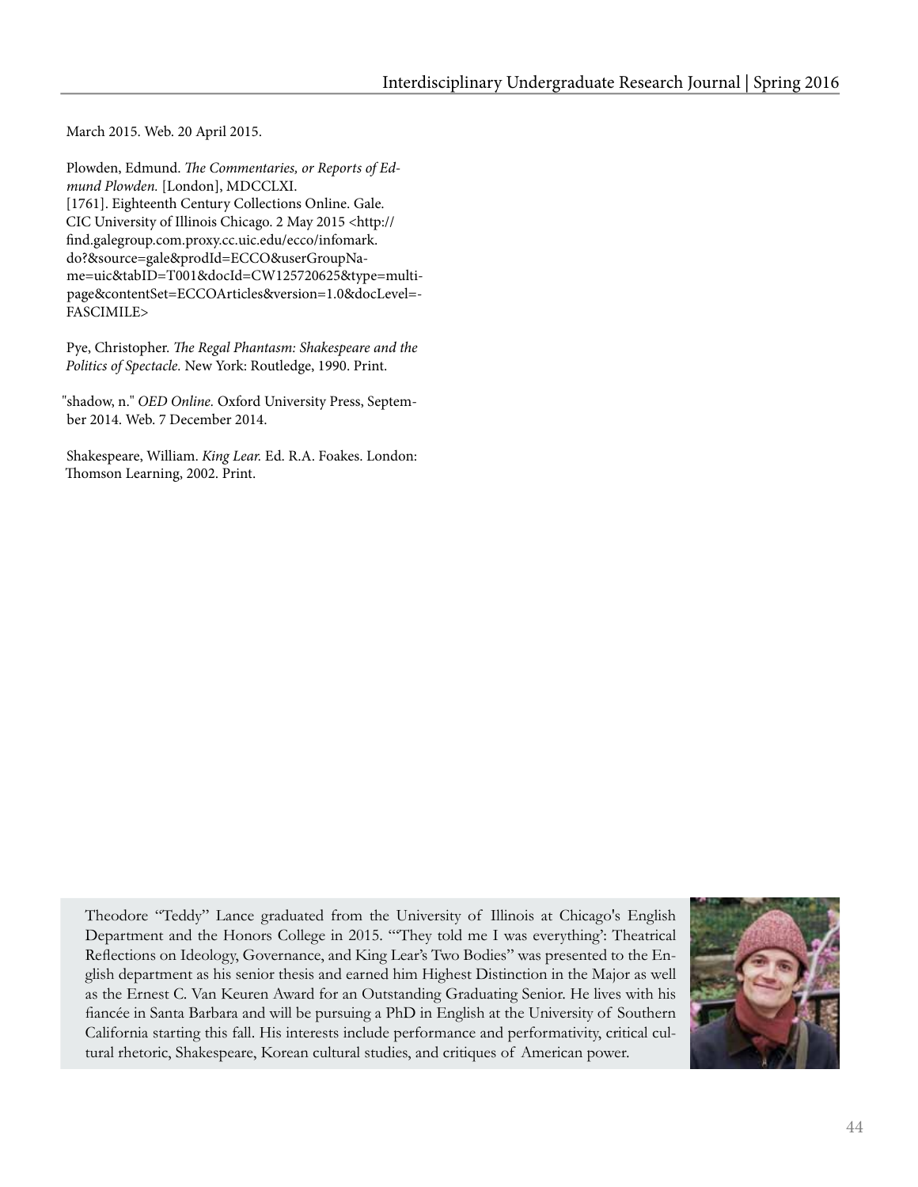March 2015. Web. 20 April 2015.

Plowden, Edmund. *The Commentaries, or Reports of Edmund Plowden.* [London], MDCCLXI. [1761]. Eighteenth Century Collections Online. Gale. CIC University of Illinois Chicago. 2 May 2015 <http://find.galegroup.com.proxy.cc.uic.edu/ecco/infomark.do?&source=gale&prodId=ECCO&userGroupName=uic&tabID=T001&docId=CW125720625&type=multipage&contentSet=ECCOArticles&version=1.0&docLevel=FASCIMILE>

Pye, Christopher. *The Regal Phantasm: Shakespeare and the Politics of Spectacle.* New York: Routledge, 1990. Print.

"shadow, n." *OED Online.* Oxford University Press, September 2014. Web. 7 December 2014.

Shakespeare, William. *King Lear.* Ed. R.A. Foakes. London: Thomson Learning, 2002. Print.

Theodore "Teddy" Lance graduated from the University of Illinois at Chicago's English Department and the Honors College in 2015. "'They told me I was everything': Theatrical Reflections on Ideology, Governance, and King Lear's Two Bodies" was presented to the English department as his senior thesis and earned him Highest Distinction in the Major as well as the Ernest C. Van Keuren Award for an Outstanding Graduating Senior. He lives with his fiancée in Santa Barbara and will be pursuing a PhD in English at the University of Southern California starting this fall. His interests include performance and performativity, critical cultural rhetoric, Shakespeare, Korean cultural studies, and critiques of American power.